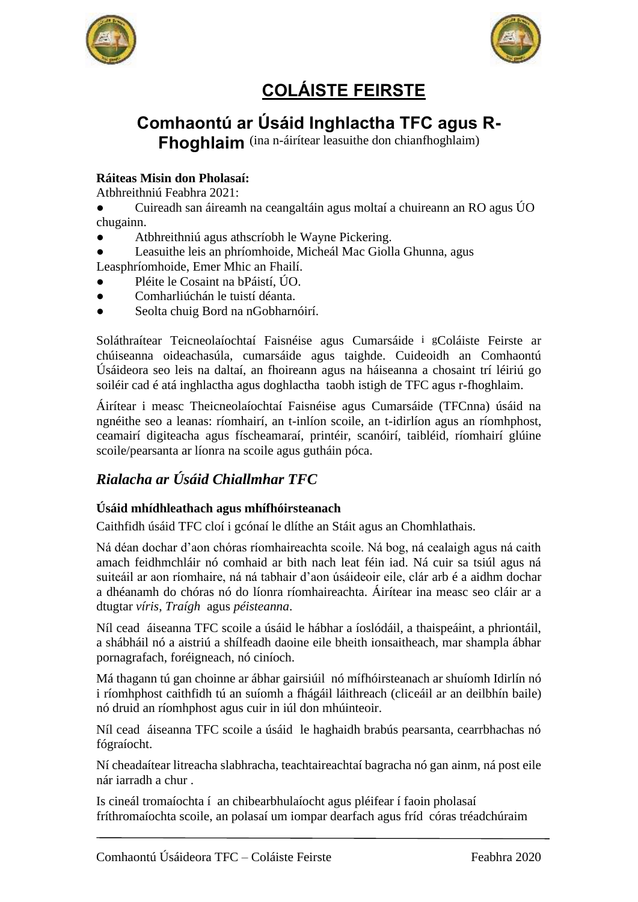# COLÁISTE FEIRSTE

## Comhaontú ar Úsáid Inghlactha TFC agus R-Fhoghlaim (ina n-áirítear leasuithe don chianfhoghlaim)

**Ráiteas Misin don Pholasaí:**
Atbhreithniú Feabhra 2021:

- Cuireadh san áireamh na ceangaltáin agus moltaí a chuireann an RO agus ÚO chugainn.
- Atbhreithniú agus athscríobh le Wayne Pickering.
- Leasuithe leis an phríomhoide, Micheál Mac Giolla Ghunna, agus Leasphríomhoide, Emer Mhic an Fhailí.
- Pléite le Cosaint na bPáistí, ÚO.
- Comharliúchán le tuistí déanta.
- Seolta chuig Bord na nGobharnóirí.

Soláthraítear Teicneolaíochtaí Faisnéise agus Cumarsáide i gColáiste Feirste ar chúiseanna oideachasúla, cumarsáide agus taighde. Cuideoidh an Comhaontú Úsáideora seo leis na daltaí, an fhoireann agus na háiseanna a chosaint trí léiriú go soiléir cad é atá inghlactha agus doghlactha taobh istigh de TFC agus r-fhoghlaim.

Áirítear i measc Theicneolaíochtaí Faisnéise agus Cumarsáide (TFCnna) úsáid na ngnéithe seo a leanas: ríomhairí, an t-inlíon scoile, an t-idirlíon agus an ríomhphost, ceamairí digiteacha agus físcheamaraí, printéir, scanóirí, taibléid, ríomhairí glúine scoile/pearsanta ar líonra na scoile agus gutháin póca.

## *Rialacha ar Úsáid Chiallmhar TFC*

**Úsáid mhídhleathach agus mhífhóirsteanach**

Caithfidh úsáid TFC cloí i gcónaí le dlíthe an Stáit agus an Chomhlathais.

Ná déan dochar d'aon chóras ríomhaireachta scoile. Ná bog, ná cealaigh agus ná caith amach feidhmchláir nó comhaid ar bith nach leat féin iad. Ná cuir sa tsiúl agus ná suiteáil ar aon ríomhaire, ná ná tabhair d'aon úsáideoir eile, clár arb é a aidhm dochar a dhéanamh do chóras nó do líonra ríomhaireachta. Áirítear ina measc seo cláir ar a dtugtar *víris*, *Traígh* agus *péisteanna*.

Níl cead áiseanna TFC scoile a úsáid le hábhar a íoslódáil, a thaispeáint, a phriontáil, a shábháil nó a aistriú a shílfeadh daoine eile bheith ionsaitheach, mar shampla ábhar pornagrafach, foréigneach, nó ciníoch.

Má thagann tú gan choinne ar ábhar gairsiúil nó mífhóirsteanach ar shuíomh Idirlín nó i ríomhphost caithfidh tú an suíomh a fhágáil láithreach (cliceáil ar an deilbhín baile) nó druid an ríomhphost agus cuir in iúl don mhúinteoir.

Níl cead áiseanna TFC scoile a úsáid le haghaidh brabús pearsanta, cearrbhachas nó fógraíocht.

Ní cheadaítear litreacha slabhracha, teachtaireachtaí bagracha nó gan ainm, ná post eile nár iarradh a chur .

Is cineál tromaíochta í an chibearbhulaíocht agus pléifear í faoin pholasaí fríthromaíochta scoile, an polasaí um iompar dearfach agus fríd córas tréadchúraim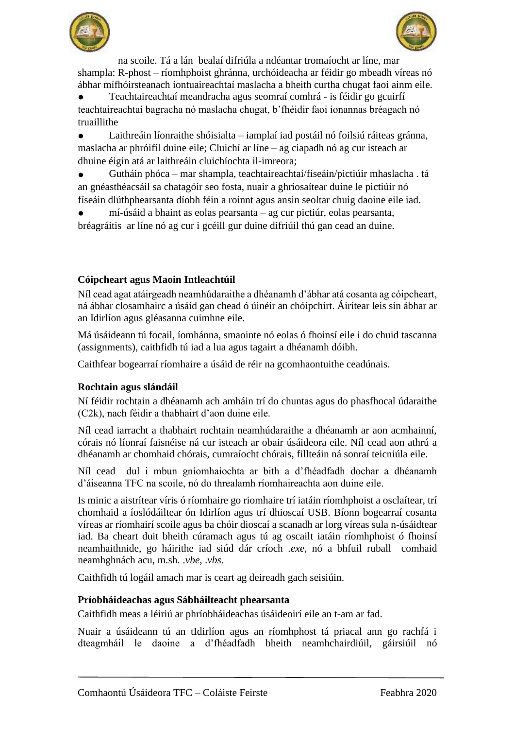na scoile. Tá a lán  bealaí difriúla a ndéantar tromaíocht ar líne, mar shampla: R-phost – ríomhphoist ghránna, urchóideacha ar féidir go mbeadh víreas nó ábhar mífhóirsteanach iontuaireachtaí maslacha a bheith curtha chugat faoi ainm eile.

- Teachtaireachtaí meandracha agus seomraí comhrá - is féidir go gcuirfí teachtaireachtaí bagracha nó maslacha chugat, b'fhéidir faoi ionannas bréagach nó truaillithe
- Laithreáin líonraithe shóisialta – iamplaí iad postáil nó foilsiú ráiteas gránna, maslacha ar phróifíl duine eile; Cluichí ar líne – ag ciapadh nó ag cur isteach ar dhuine éigin atá ar laithreáin cluichíochta il-imreora;
- Gutháin phóca – mar shampla, teachtaireachtaí/físeáin/pictiúir mhaslacha . tá an gnéasthéacsáil sa chatagóir seo fosta, nuair a ghríosaítear duine le pictiúir nó físeáin dlúthphearsanta díobh féin a roinnt agus ansin seoltar chuig daoine eile iad.
- mí-úsáid a bhaint as eolas pearsanta – ag cur pictiúr, eolas pearsanta, bréagráitis  ar líne nó ag cur i gcéill gur duine difriúil thú gan cead an duine.

**Cóipcheart agus Maoin Intleachtúil**

Níl cead agat atáirgeadh neamhúdaraithe a dhéanamh d'ábhar atá cosanta ag cóipcheart, ná ábhar closamhairc a úsáid gan chead ó úinéir an chóipchirt. Áirítear leis sin ábhar ar an Idirlíon agus gléasanna cuimhne eile.

Má úsáideann tú focail, íomhánna, smaointe nó eolas ó fhoinsí eile i do chuid tascanna (assignments), caithfidh tú iad a lua agus tagairt a dhéanamh dóibh.

Caithfear bogearraí ríomhaire a úsáid de réir na gcomhaontuithe ceadúnais.

**Rochtain agus slándáil**

Ní féidir rochtain a dhéanamh ach amháin trí do chuntas agus do phasfhocal údaraithe (C2k), nach féidir a thabhairt d'aon duine eile.

Níl cead iarracht a thabhairt rochtain neamhúdaraithe a dhéanamh ar aon acmhainní, córais nó líonraí faisnéise ná cur isteach ar obair úsáideora eile. Níl cead aon athrú a dhéanamh ar chomhaid chórais, cumraíocht chórais, fillteáin ná sonraí teicniúla eile.

Níl cead  dul i mbun gníomhaíochta ar bith a d'fhéadfadh dochar a dhéanamh d'áiseanna TFC na scoile, nó do threalamh ríomhaireachta aon duine eile.

Is minic a aistrítear víris ó ríomhaire go riomhaire trí iatáin ríomhphoist a osclaítear, trí chomhaid a íoslódáiltear ón Idirlíon agus trí dhioscaí USB. Bíonn bogearraí cosanta víreas ar ríomhairí scoile agus ba chóir dioscaí a scanadh ar lorg víreas sula n-úsáidtear iad. Ba cheart duit bheith cúramach agus tú ag oscailt iatáin ríomhphoist ó fhoinsí neamhaithnide, go háirithe iad siúd dár críoch *.exe*, nó a bhfuil ruball  comhaid neamhghnách acu, m.sh. *.vbe*, *.vbs*.

Caithfidh tú logáil amach mar is ceart ag deireadh gach seisiúin.

**Príobháideachas agus Sábháilteacht phearsanta**

Caithfidh meas a léiriú ar phríobháideachas úsáideoirí eile an t-am ar fad.

Nuair a úsáideann tú an tIdirlíon agus an ríomhphost tá priacal ann go rachfá i dteagmháil le daoine a d'fhéadfadh bheith neamhchairdiúil, gáirsiúil nó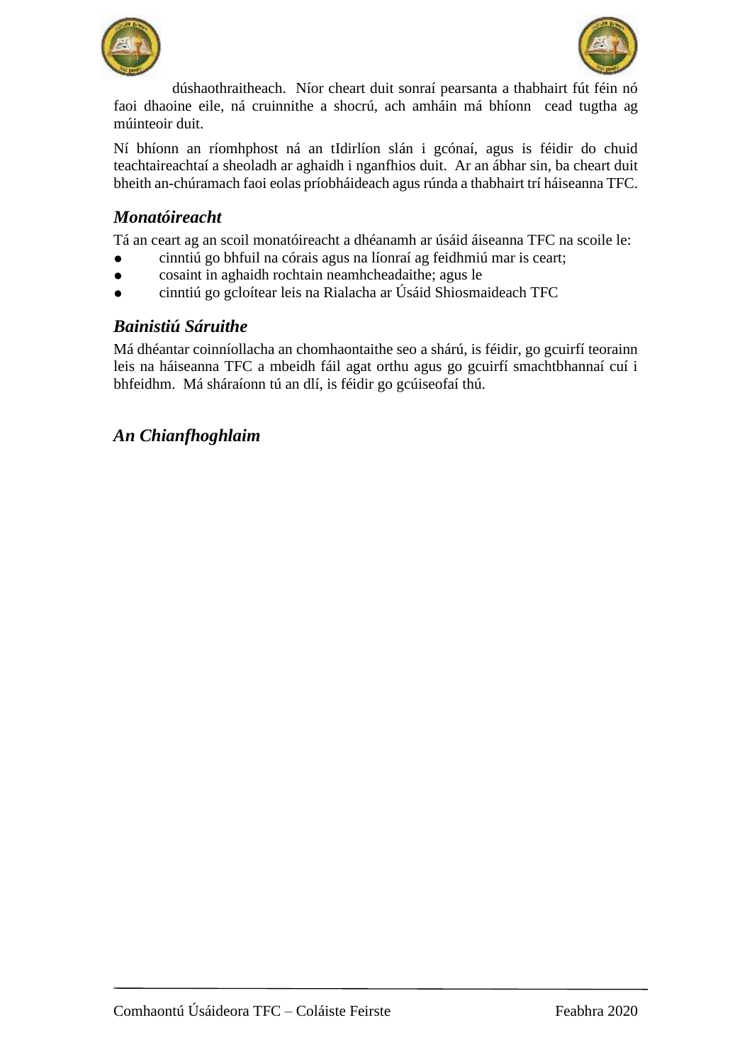dúshaothraitheach.  Níor cheart duit sonraí pearsanta a thabhairt fút féin nó faoi dhaoine eile, ná cruinnithe a shocrú, ach amháin má bhíonn  cead tugtha ag múinteoir duit.

Ní bhíonn an ríomhphost ná an tIdirlíon slán i gcónaí, agus is féidir do chuid teachtaireachtaí a sheoladh ar aghaidh i nganfhios duit.  Ar an ábhar sin, ba cheart duit bheith an-chúramach faoi eolas príobháideach agus rúnda a thabhairt trí háiseanna TFC.

### *Monatóireacht*

Tá an ceart ag an scoil monatóireacht a dhéanamh ar úsáid áiseanna TFC na scoile le:

- cinntiú go bhfuil na córais agus na líonraí ag feidhmiú mar is ceart;
- cosaint in aghaidh rochtain neamhcheadaithe; agus le
- cinntiú go gcloítear leis na Rialacha ar Úsáid Shiosmaideach TFC

### *Bainistiú Sáruithe*

Má dhéantar coinníollacha an chomhaontaithe seo a shárú, is féidir, go gcuirfí teorainn leis na háiseanna TFC a mbeidh fáil agat orthu agus go gcuirfí smachtbhannaí cuí i bhfeidhm.  Má sháraíonn tú an dlí, is féidir go gcúiseofaí thú.

### *An Chianfhoghlaim*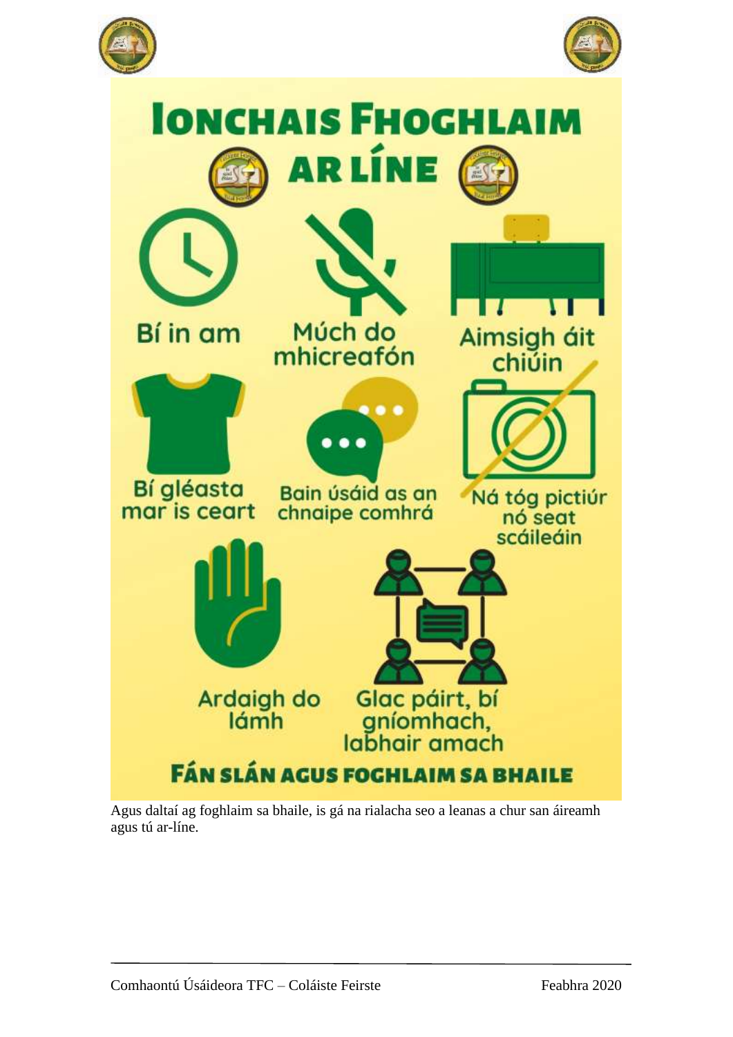# IONCHAIS FHOGHLAIM AR LÍNE

- Bí in am
- Múch do mhicreafón
- Aimsigh áit chiúin
- Bí gléasta mar is ceart
- Bain úsáid as an chnaipe comhrá
- Ná tóg pictiúr nó seat scáileáin
- Ardaigh do lámh
- Glac páirt, bí gníomhach, labhair amach

**FAN SLÁN AGUS FOGHLAIM SA BHAILE**

Agus daltaí ag foghlaim sa bhaile, is gá na rialacha seo a leanas a chur san áireamh agus tú ar-líne.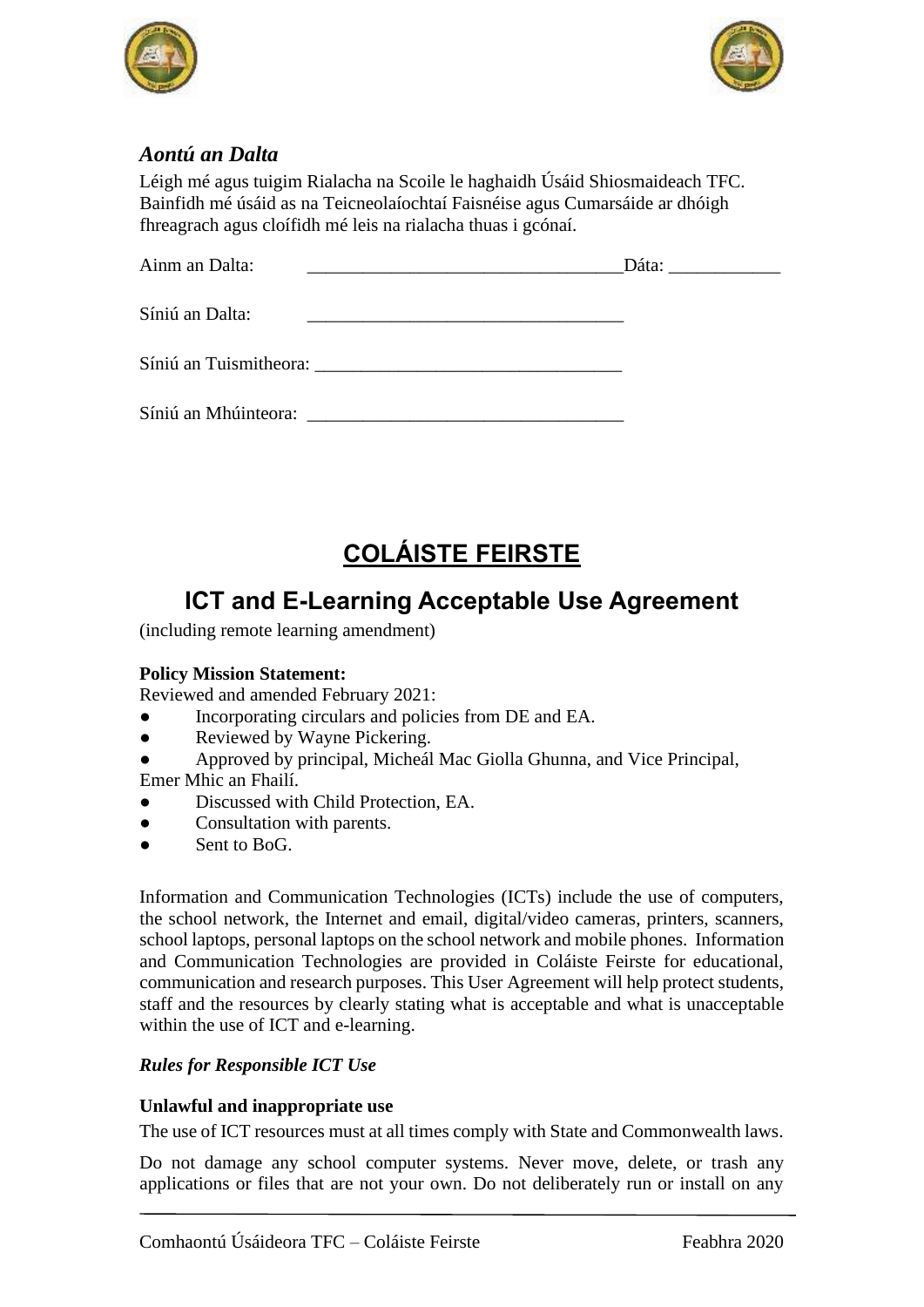*Aontú an Dalta*

Léigh mé agus tuigim Rialacha na Scoile le haghaidh Úsáid Shiosmaideach TFC. Bainfidh mé úsáid as na Teicneolaíochtaí Faisnéise agus Cumarsáide ar dhóigh fhreagrach agus cloífidh mé leis na rialacha thuas i gcónaí.

Ainm an Dalta: _________________________________Dáta: ____________

Síniú an Dalta: _________________________________

Síniú an Tuismitheora: _________________________________

Síniú an Mhúinteora: _________________________________

# COLÁISTE FEIRSTE

## ICT and E-Learning Acceptable Use Agreement

(including remote learning amendment)

**Policy Mission Statement:**

Reviewed and amended February 2021:

- Incorporating circulars and policies from DE and EA.
- Reviewed by Wayne Pickering.
- Approved by principal, Micheál Mac Giolla Ghunna, and Vice Principal, Emer Mhic an Fhailí.
- Discussed with Child Protection, EA.
- Consultation with parents.
- Sent to BoG.

Information and Communication Technologies (ICTs) include the use of computers, the school network, the Internet and email, digital/video cameras, printers, scanners, school laptops, personal laptops on the school network and mobile phones. Information and Communication Technologies are provided in Coláiste Feirste for educational, communication and research purposes. This User Agreement will help protect students, staff and the resources by clearly stating what is acceptable and what is unacceptable within the use of ICT and e-learning.

***Rules for Responsible ICT Use***

**Unlawful and inappropriate use**

The use of ICT resources must at all times comply with State and Commonwealth laws.

Do not damage any school computer systems. Never move, delete, or trash any applications or files that are not your own. Do not deliberately run or install on any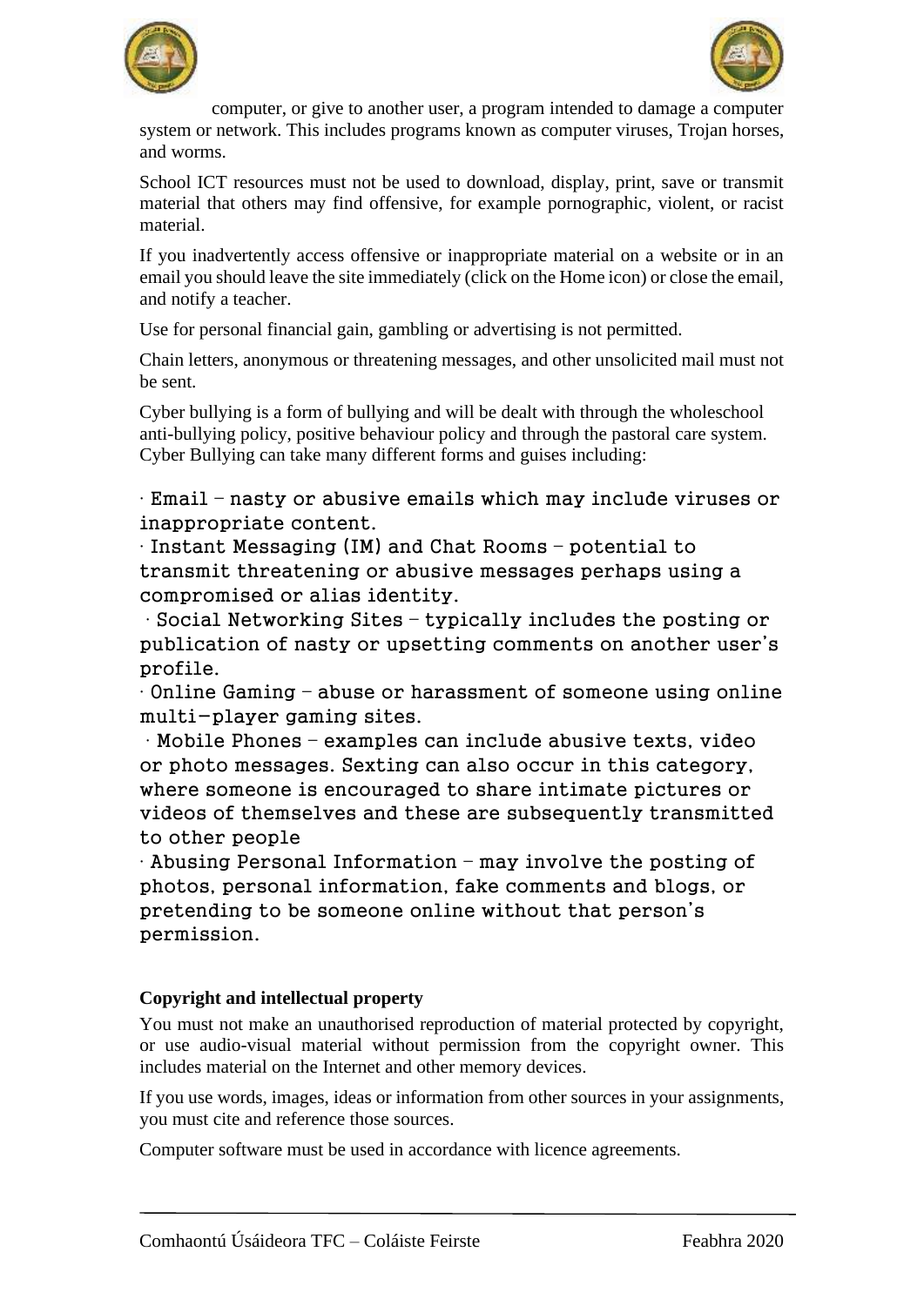computer, or give to another user, a program intended to damage a computer system or network. This includes programs known as computer viruses, Trojan horses, and worms.

School ICT resources must not be used to download, display, print, save or transmit material that others may find offensive, for example pornographic, violent, or racist material.

If you inadvertently access offensive or inappropriate material on a website or in an email you should leave the site immediately (click on the Home icon) or close the email, and notify a teacher.

Use for personal financial gain, gambling or advertising is not permitted.

Chain letters, anonymous or threatening messages, and other unsolicited mail must not be sent.

Cyber bullying is a form of bullying and will be dealt with through the wholeschool anti-bullying policy, positive behaviour policy and through the pastoral care system. Cyber Bullying can take many different forms and guises including:

- Email – nasty or abusive emails which may include viruses or inappropriate content.
- Instant Messaging (IM) and Chat Rooms – potential to transmit threatening or abusive messages perhaps using a compromised or alias identity.
- Social Networking Sites – typically includes the posting or publication of nasty or upsetting comments on another user's profile.
- Online Gaming – abuse or harassment of someone using online multi-player gaming sites.
- Mobile Phones – examples can include abusive texts, video or photo messages. Sexting can also occur in this category, where someone is encouraged to share intimate pictures or videos of themselves and these are subsequently transmitted to other people
- Abusing Personal Information – may involve the posting of photos, personal information, fake comments and blogs, or pretending to be someone online without that person's permission.

**Copyright and intellectual property**

You must not make an unauthorised reproduction of material protected by copyright, or use audio-visual material without permission from the copyright owner. This includes material on the Internet and other memory devices.

If you use words, images, ideas or information from other sources in your assignments, you must cite and reference those sources.

Computer software must be used in accordance with licence agreements.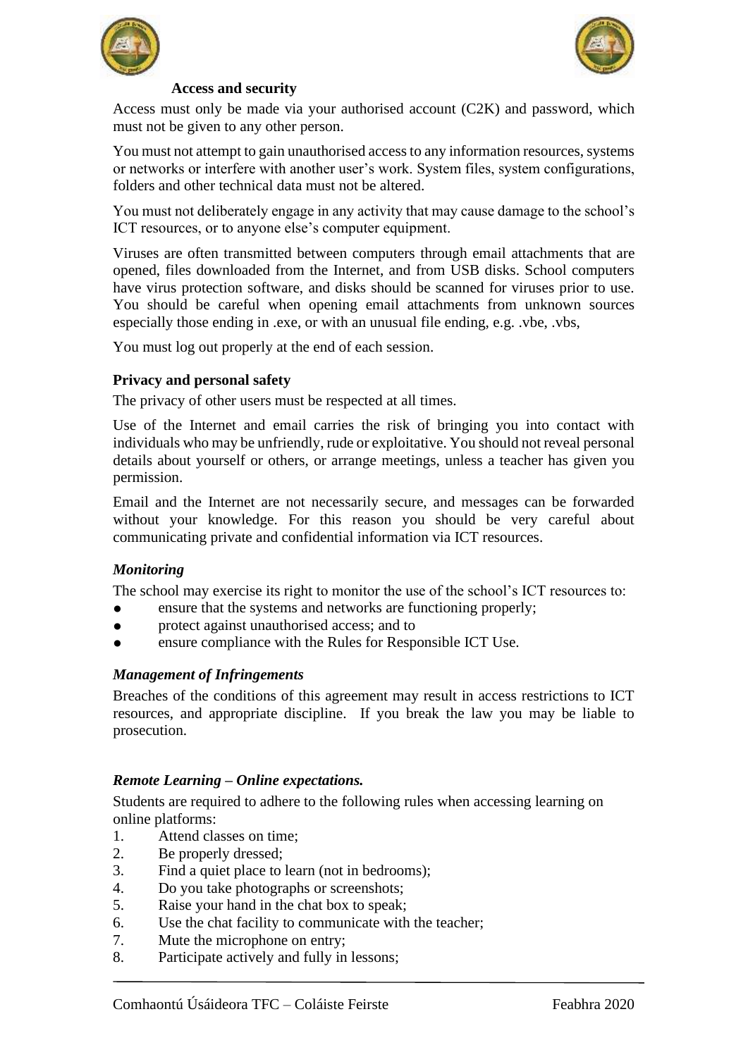**Access and security**

Access must only be made via your authorised account (C2K) and password, which must not be given to any other person.

You must not attempt to gain unauthorised access to any information resources, systems or networks or interfere with another user's work. System files, system configurations, folders and other technical data must not be altered.

You must not deliberately engage in any activity that may cause damage to the school's ICT resources, or to anyone else's computer equipment.

Viruses are often transmitted between computers through email attachments that are opened, files downloaded from the Internet, and from USB disks. School computers have virus protection software, and disks should be scanned for viruses prior to use. You should be careful when opening email attachments from unknown sources especially those ending in .exe, or with an unusual file ending, e.g. .vbe, .vbs,

You must log out properly at the end of each session.

**Privacy and personal safety**

The privacy of other users must be respected at all times.

Use of the Internet and email carries the risk of bringing you into contact with individuals who may be unfriendly, rude or exploitative. You should not reveal personal details about yourself or others, or arrange meetings, unless a teacher has given you permission.

Email and the Internet are not necessarily secure, and messages can be forwarded without your knowledge. For this reason you should be very careful about communicating private and confidential information via ICT resources.

***Monitoring***

The school may exercise its right to monitor the use of the school's ICT resources to:

- ensure that the systems and networks are functioning properly;
- protect against unauthorised access; and to
- ensure compliance with the Rules for Responsible ICT Use.

***Management of Infringements***

Breaches of the conditions of this agreement may result in access restrictions to ICT resources, and appropriate discipline. If you break the law you may be liable to prosecution.

***Remote Learning – Online expectations.***

Students are required to adhere to the following rules when accessing learning on online platforms:

1. Attend classes on time;
2. Be properly dressed;
3. Find a quiet place to learn (not in bedrooms);
4. Do you take photographs or screenshots;
5. Raise your hand in the chat box to speak;
6. Use the chat facility to communicate with the teacher;
7. Mute the microphone on entry;
8. Participate actively and fully in lessons;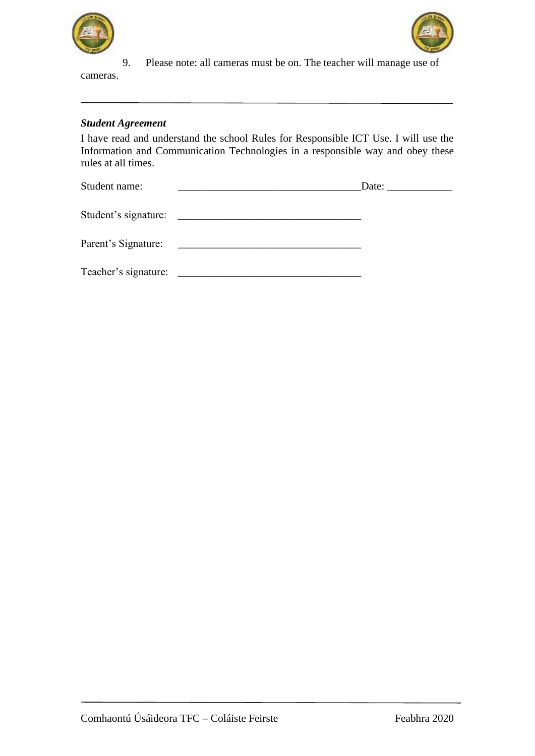9. Please note: all cameras must be on. The teacher will manage use of cameras.

---

***Student Agreement***

I have read and understand the school Rules for Responsible ICT Use. I will use the Information and Communication Technologies in a responsible way and obey these rules at all times.

Student name: ________________________________ Date: ____________

Student's signature: ________________________________

Parent's Signature: ________________________________

Teacher's signature: ________________________________